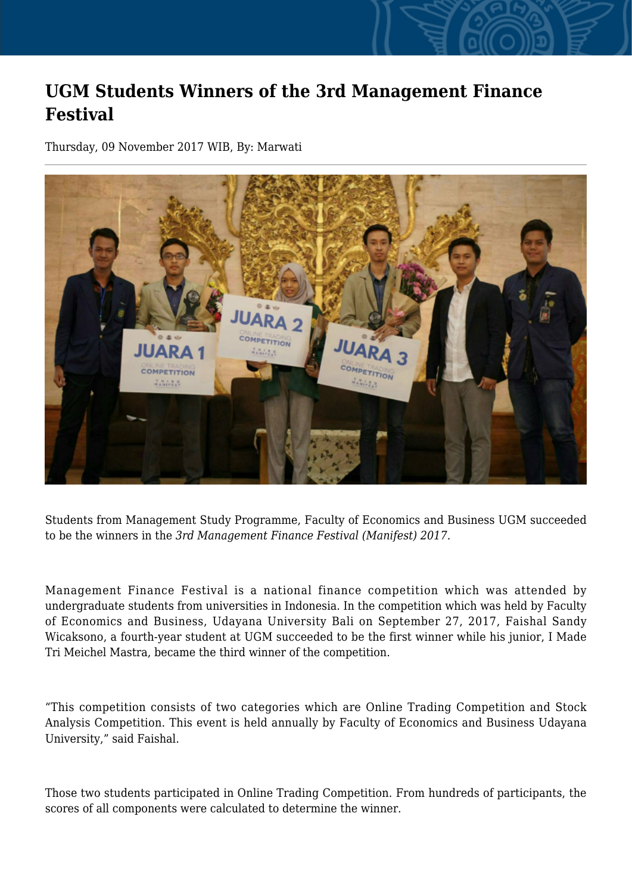# UGM Students Winners of the 3rd Management Finance Festival

Thursday, 09 November 2017 WIB, By: Marwati

Students from Management Study Programme, Faculty of Economics and Business UGM succeeded to be the winners in the *3rd Management Finance Festival (Manifest) 2017*.

Management Finance Festival is a national finance competition which was attended by undergraduate students from universities in Indonesia. In the competition which was held by Faculty of Economics and Business, Udayana University Bali on September 27, 2017, Faishal Sandy Wicaksono, a fourth-year student at UGM succeeded to be the first winner while his junior, I Made Tri Meichel Mastra, became the third winner of the competition.

"This competition consists of two categories which are Online Trading Competition and Stock Analysis Competition. This event is held annually by Faculty of Economics and Business Udayana University," said Faishal.

Those two students participated in Online Trading Competition. From hundreds of participants, the scores of all components were calculated to determine the winner.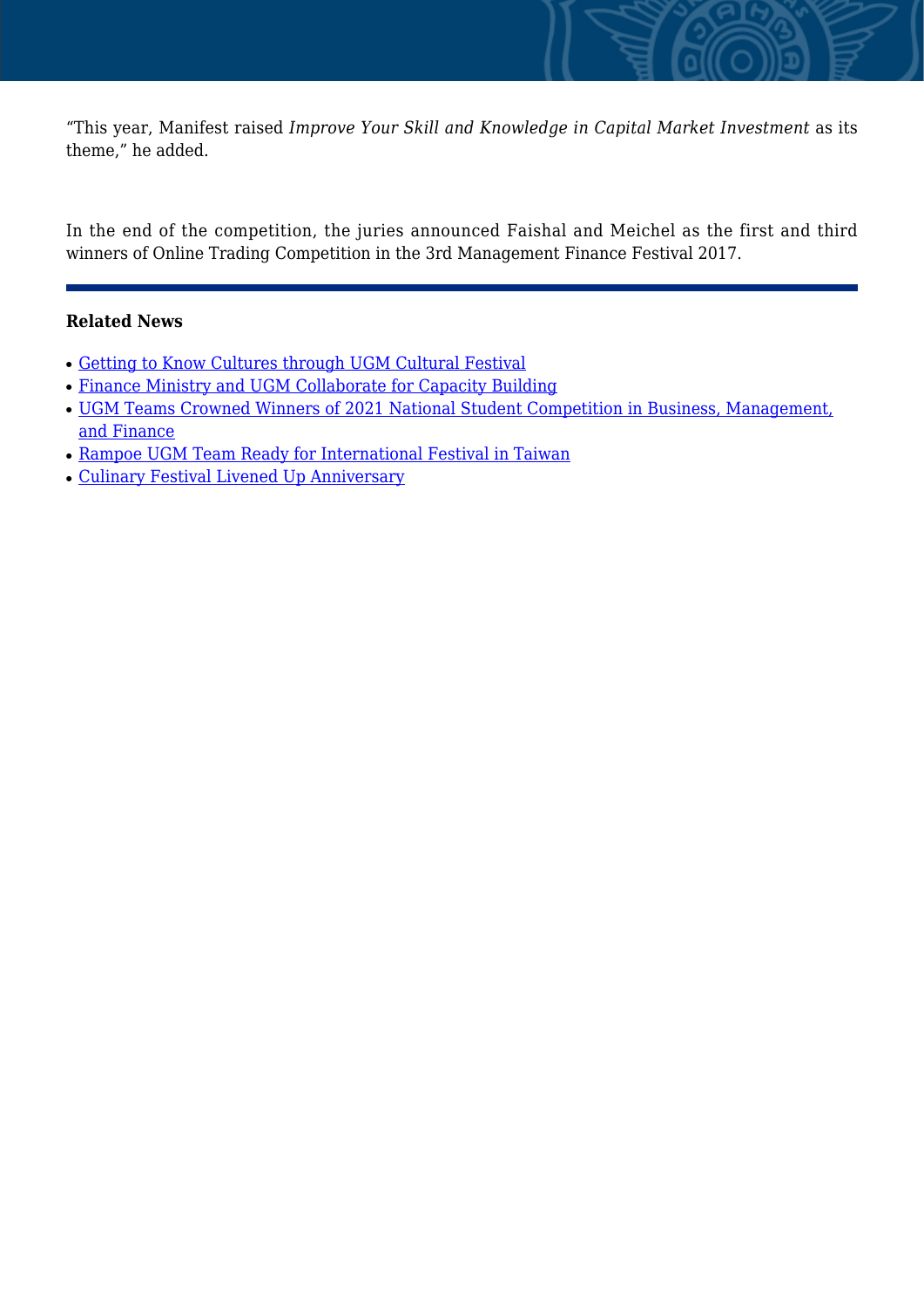"This year, Manifest raised *Improve Your Skill and Knowledge in Capital Market Investment* as its theme," he added.

In the end of the competition, the juries announced Faishal and Meichel as the first and third winners of Online Trading Competition in the 3rd Management Finance Festival 2017.

---

**Related News**

- Getting to Know Cultures through UGM Cultural Festival
- Finance Ministry and UGM Collaborate for Capacity Building
- UGM Teams Crowned Winners of 2021 National Student Competition in Business, Management, and Finance
- Rampoe UGM Team Ready for International Festival in Taiwan
- Culinary Festival Livened Up Anniversary